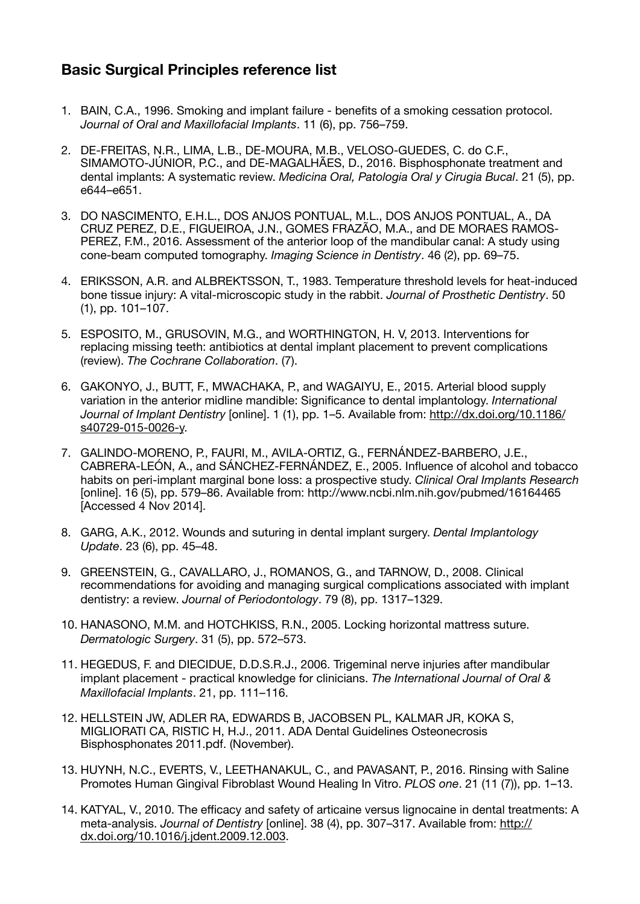## Basic Surgical Principles reference list

1. BAIN, C.A., 1996. Smoking and implant failure - benefits of a smoking cessation protocol. *Journal of Oral and Maxillofacial Implants*. 11 (6), pp. 756–759.

2. DE-FREITAS, N.R., LIMA, L.B., DE-MOURA, M.B., VELOSO-GUEDES, C. do C.F., SIMAMOTO-JÚNIOR, P.C., and DE-MAGALHÃES, D., 2016. Bisphosphonate treatment and dental implants: A systematic review. *Medicina Oral, Patologia Oral y Cirugia Bucal*. 21 (5), pp. e644–e651.

3. DO NASCIMENTO, E.H.L., DOS ANJOS PONTUAL, M.L., DOS ANJOS PONTUAL, A., DA CRUZ PEREZ, D.E., FIGUEIROA, J.N., GOMES FRAZÃO, M.A., and DE MORAES RAMOS-PEREZ, F.M., 2016. Assessment of the anterior loop of the mandibular canal: A study using cone-beam computed tomography. *Imaging Science in Dentistry*. 46 (2), pp. 69–75.

4. ERIKSSON, A.R. and ALBREKTSSON, T., 1983. Temperature threshold levels for heat-induced bone tissue injury: A vital-microscopic study in the rabbit. *Journal of Prosthetic Dentistry*. 50 (1), pp. 101–107.

5. ESPOSITO, M., GRUSOVIN, M.G., and WORTHINGTON, H. V, 2013. Interventions for replacing missing teeth: antibiotics at dental implant placement to prevent complications (review). *The Cochrane Collaboration*. (7).

6. GAKONYO, J., BUTT, F., MWACHAKA, P., and WAGAIYU, E., 2015. Arterial blood supply variation in the anterior midline mandible: Significance to dental implantology. *International Journal of Implant Dentistry* [online]. 1 (1), pp. 1–5. Available from: http://dx.doi.org/10.1186/s40729-015-0026-y.

7. GALINDO-MORENO, P., FAURI, M., AVILA-ORTIZ, G., FERNÁNDEZ-BARBERO, J.E., CABRERA-LEÓN, A., and SÁNCHEZ-FERNÁNDEZ, E., 2005. Influence of alcohol and tobacco habits on peri-implant marginal bone loss: a prospective study. *Clinical Oral Implants Research* [online]. 16 (5), pp. 579–86. Available from: http://www.ncbi.nlm.nih.gov/pubmed/16164465 [Accessed 4 Nov 2014].

8. GARG, A.K., 2012. Wounds and suturing in dental implant surgery. *Dental Implantology Update*. 23 (6), pp. 45–48.

9. GREENSTEIN, G., CAVALLARO, J., ROMANOS, G., and TARNOW, D., 2008. Clinical recommendations for avoiding and managing surgical complications associated with implant dentistry: a review. *Journal of Periodontology*. 79 (8), pp. 1317–1329.

10. HANASONO, M.M. and HOTCHKISS, R.N., 2005. Locking horizontal mattress suture. *Dermatologic Surgery*. 31 (5), pp. 572–573.

11. HEGEDUS, F. and DIECIDUE, D.D.S.R.J., 2006. Trigeminal nerve injuries after mandibular implant placement - practical knowledge for clinicians. *The International Journal of Oral & Maxillofacial Implants*. 21, pp. 111–116.

12. HELLSTEIN JW, ADLER RA, EDWARDS B, JACOBSEN PL, KALMAR JR, KOKA S, MIGLIORATI CA, RISTIC H, H.J., 2011. ADA Dental Guidelines Osteonecrosis Bisphosphonates 2011.pdf. (November).

13. HUYNH, N.C., EVERTS, V., LEETHANAKUL, C., and PAVASANT, P., 2016. Rinsing with Saline Promotes Human Gingival Fibroblast Wound Healing In Vitro. *PLOS one*. 21 (11 (7)), pp. 1–13.

14. KATYAL, V., 2010. The efficacy and safety of articaine versus lignocaine in dental treatments: A meta-analysis. *Journal of Dentistry* [online]. 38 (4), pp. 307–317. Available from: http://dx.doi.org/10.1016/j.jdent.2009.12.003.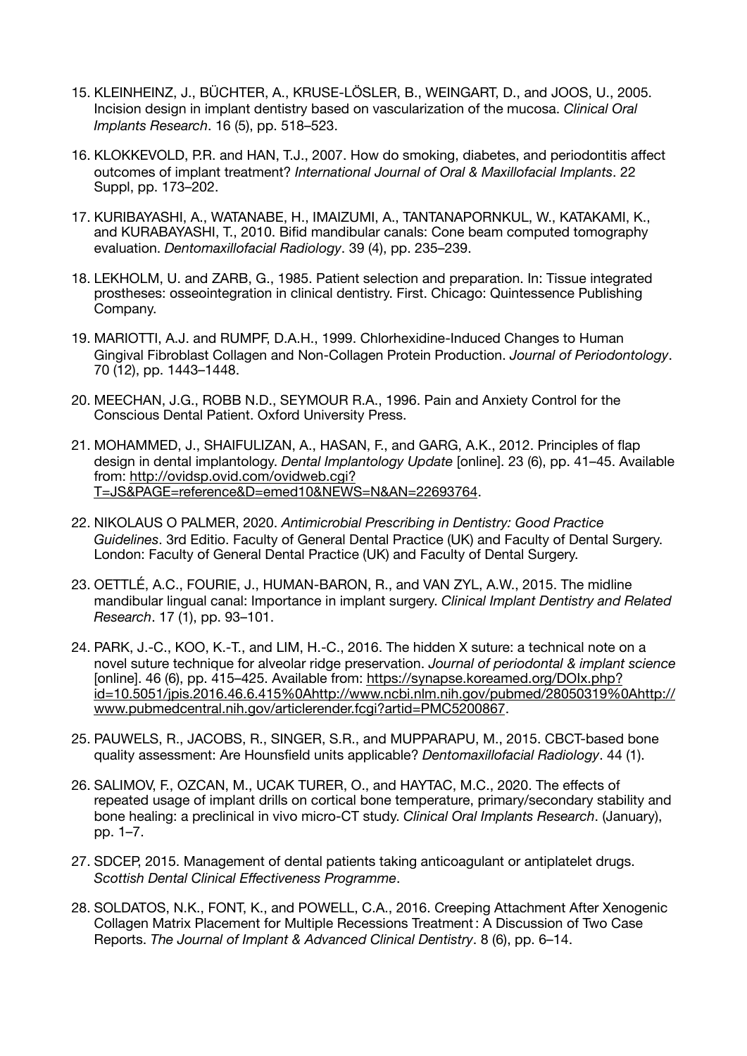15. KLEINHEINZ, J., BÜCHTER, A., KRUSE-LÖSLER, B., WEINGART, D., and JOOS, U., 2005. Incision design in implant dentistry based on vascularization of the mucosa. *Clinical Oral Implants Research*. 16 (5), pp. 518–523.

16. KLOKKEVOLD, P.R. and HAN, T.J., 2007. How do smoking, diabetes, and periodontitis affect outcomes of implant treatment? *International Journal of Oral & Maxillofacial Implants*. 22 Suppl, pp. 173–202.

17. KURIBAYASHI, A., WATANABE, H., IMAIZUMI, A., TANTANAPORNKUL, W., KATAKAMI, K., and KURABAYASHI, T., 2010. Bifid mandibular canals: Cone beam computed tomography evaluation. *Dentomaxillofacial Radiology*. 39 (4), pp. 235–239.

18. LEKHOLM, U. and ZARB, G., 1985. Patient selection and preparation. In: Tissue integrated prostheses: osseointegration in clinical dentistry. First. Chicago: Quintessence Publishing Company.

19. MARIOTTI, A.J. and RUMPF, D.A.H., 1999. Chlorhexidine-Induced Changes to Human Gingival Fibroblast Collagen and Non-Collagen Protein Production. *Journal of Periodontology*. 70 (12), pp. 1443–1448.

20. MEECHAN, J.G., ROBB N.D., SEYMOUR R.A., 1996. Pain and Anxiety Control for the Conscious Dental Patient. Oxford University Press.

21. MOHAMMED, J., SHAIFULIZAN, A., HASAN, F., and GARG, A.K., 2012. Principles of flap design in dental implantology. *Dental Implantology Update* [online]. 23 (6), pp. 41–45. Available from: http://ovidsp.ovid.com/ovidweb.cgi?T=JS&PAGE=reference&D=emed10&NEWS=N&AN=22693764.

22. NIKOLAUS O PALMER, 2020. *Antimicrobial Prescribing in Dentistry: Good Practice Guidelines*. 3rd Editio. Faculty of General Dental Practice (UK) and Faculty of Dental Surgery. London: Faculty of General Dental Practice (UK) and Faculty of Dental Surgery.

23. OETTLÉ, A.C., FOURIE, J., HUMAN-BARON, R., and VAN ZYL, A.W., 2015. The midline mandibular lingual canal: Importance in implant surgery. *Clinical Implant Dentistry and Related Research*. 17 (1), pp. 93–101.

24. PARK, J.-C., KOO, K.-T., and LIM, H.-C., 2016. The hidden X suture: a technical note on a novel suture technique for alveolar ridge preservation. *Journal of periodontal & implant science* [online]. 46 (6), pp. 415–425. Available from: https://synapse.koreamed.org/DOIx.php?id=10.5051/jpis.2016.46.6.415%0Ahttp://www.ncbi.nlm.nih.gov/pubmed/28050319%0Ahttp://www.pubmedcentral.nih.gov/articlerender.fcgi?artid=PMC5200867.

25. PAUWELS, R., JACOBS, R., SINGER, S.R., and MUPPARAPU, M., 2015. CBCT-based bone quality assessment: Are Hounsfield units applicable? *Dentomaxillofacial Radiology*. 44 (1).

26. SALIMOV, F., OZCAN, M., UCAK TURER, O., and HAYTAC, M.C., 2020. The effects of repeated usage of implant drills on cortical bone temperature, primary/secondary stability and bone healing: a preclinical in vivo micro-CT study. *Clinical Oral Implants Research*. (January), pp. 1–7.

27. SDCEP, 2015. Management of dental patients taking anticoagulant or antiplatelet drugs. *Scottish Dental Clinical Effectiveness Programme*.

28. SOLDATOS, N.K., FONT, K., and POWELL, C.A., 2016. Creeping Attachment After Xenogenic Collagen Matrix Placement for Multiple Recessions Treatment: A Discussion of Two Case Reports. *The Journal of Implant & Advanced Clinical Dentistry*. 8 (6), pp. 6–14.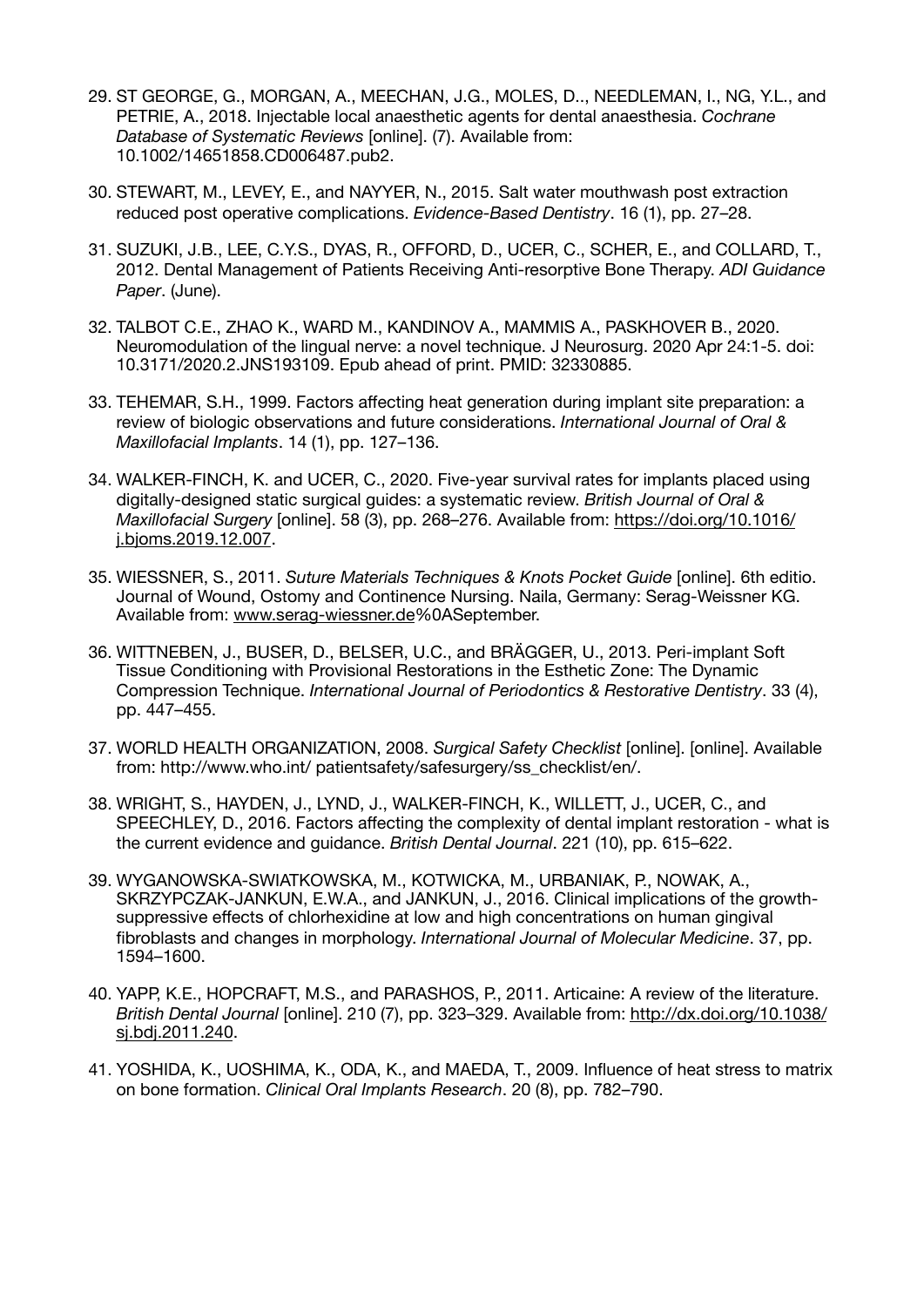29. ST GEORGE, G., MORGAN, A., MEECHAN, J.G., MOLES, D.., NEEDLEMAN, I., NG, Y.L., and PETRIE, A., 2018. Injectable local anaesthetic agents for dental anaesthesia. *Cochrane Database of Systematic Reviews* [online]. (7). Available from: 10.1002/14651858.CD006487.pub2.

30. STEWART, M., LEVEY, E., and NAYYER, N., 2015. Salt water mouthwash post extraction reduced post operative complications. *Evidence-Based Dentistry*. 16 (1), pp. 27–28.

31. SUZUKI, J.B., LEE, C.Y.S., DYAS, R., OFFORD, D., UCER, C., SCHER, E., and COLLARD, T., 2012. Dental Management of Patients Receiving Anti-resorptive Bone Therapy. *ADI Guidance Paper*. (June).

32. TALBOT C.E., ZHAO K., WARD M., KANDINOV A., MAMMIS A., PASKHOVER B., 2020. Neuromodulation of the lingual nerve: a novel technique. J Neurosurg. 2020 Apr 24:1-5. doi: 10.3171/2020.2.JNS193109. Epub ahead of print. PMID: 32330885.

33. TEHEMAR, S.H., 1999. Factors affecting heat generation during implant site preparation: a review of biologic observations and future considerations. *International Journal of Oral & Maxillofacial Implants*. 14 (1), pp. 127–136.

34. WALKER-FINCH, K. and UCER, C., 2020. Five-year survival rates for implants placed using digitally-designed static surgical guides: a systematic review. *British Journal of Oral & Maxillofacial Surgery* [online]. 58 (3), pp. 268–276. Available from: https://doi.org/10.1016/j.bjoms.2019.12.007.

35. WIESSNER, S., 2011. *Suture Materials Techniques & Knots Pocket Guide* [online]. 6th editio. Journal of Wound, Ostomy and Continence Nursing. Naila, Germany: Serag-Weissner KG. Available from: www.serag-wiessner.de%0ASeptember.

36. WITTNEBEN, J., BUSER, D., BELSER, U.C., and BRÄGGER, U., 2013. Peri-implant Soft Tissue Conditioning with Provisional Restorations in the Esthetic Zone: The Dynamic Compression Technique. *International Journal of Periodontics & Restorative Dentistry*. 33 (4), pp. 447–455.

37. WORLD HEALTH ORGANIZATION, 2008. *Surgical Safety Checklist* [online]. [online]. Available from: http://www.who.int/ patientsafety/safesurgery/ss_checklist/en/.

38. WRIGHT, S., HAYDEN, J., LYND, J., WALKER-FINCH, K., WILLETT, J., UCER, C., and SPEECHLEY, D., 2016. Factors affecting the complexity of dental implant restoration - what is the current evidence and guidance. *British Dental Journal*. 221 (10), pp. 615–622.

39. WYGANOWSKA-SWIATKOWSKA, M., KOTWICKA, M., URBANIAK, P., NOWAK, A., SKRZYPCZAK-JANKUN, E.W.A., and JANKUN, J., 2016. Clinical implications of the growth-suppressive effects of chlorhexidine at low and high concentrations on human gingival fibroblasts and changes in morphology. *International Journal of Molecular Medicine*. 37, pp. 1594–1600.

40. YAPP, K.E., HOPCRAFT, M.S., and PARASHOS, P., 2011. Articaine: A review of the literature. *British Dental Journal* [online]. 210 (7), pp. 323–329. Available from: http://dx.doi.org/10.1038/sj.bdj.2011.240.

41. YOSHIDA, K., UOSHIMA, K., ODA, K., and MAEDA, T., 2009. Influence of heat stress to matrix on bone formation. *Clinical Oral Implants Research*. 20 (8), pp. 782–790.